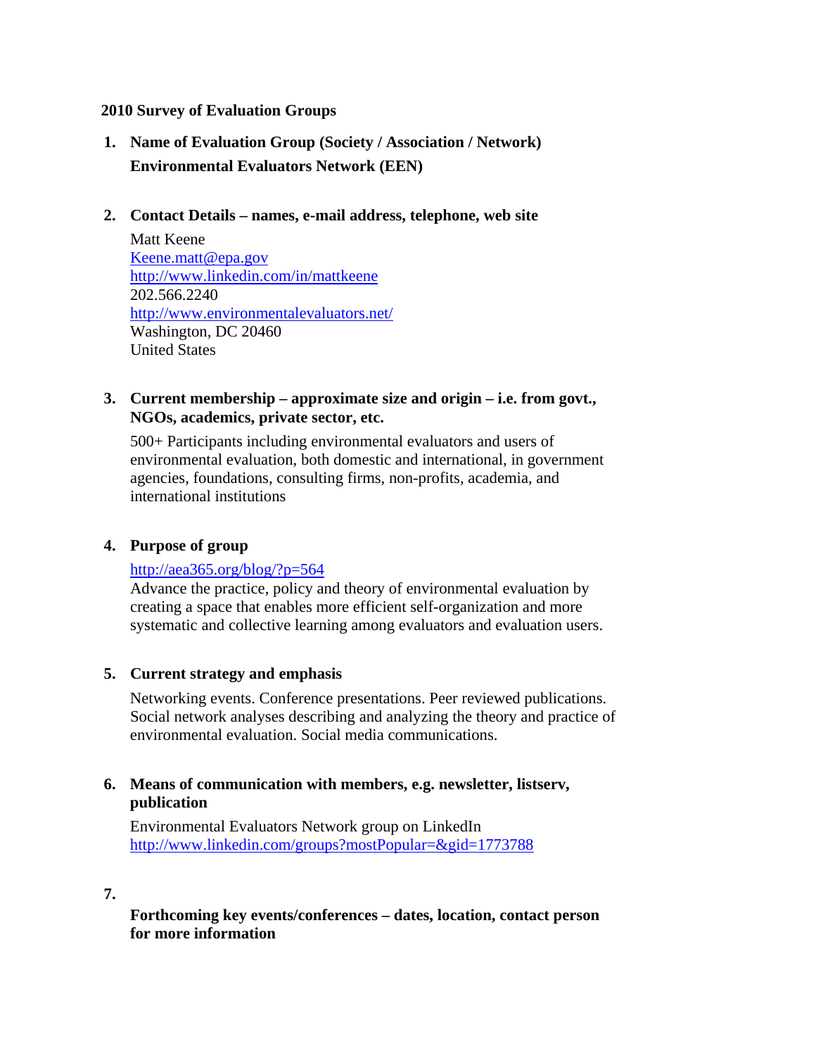**2010 Survey of Evaluation Groups**

1. **Name of Evaluation Group (Society / Association / Network)**
   **Environmental Evaluators Network (EEN)**

2. **Contact Details – names, e-mail address, telephone, web site**
   Matt Keene
   Keene.matt@epa.gov
   http://www.linkedin.com/in/mattkeene
   202.566.2240
   http://www.environmentalevaluators.net/
   Washington, DC 20460
   United States

3. **Current membership – approximate size and origin – i.e. from govt., NGOs, academics, private sector, etc.**

   500+ Participants including environmental evaluators and users of environmental evaluation, both domestic and international, in government agencies, foundations, consulting firms, non-profits, academia, and international institutions

4. **Purpose of group**

   http://aea365.org/blog/?p=564
   Advance the practice, policy and theory of environmental evaluation by creating a space that enables more efficient self-organization and more systematic and collective learning among evaluators and evaluation users.

5. **Current strategy and emphasis**

   Networking events. Conference presentations. Peer reviewed publications. Social network analyses describing and analyzing the theory and practice of environmental evaluation. Social media communications.

6. **Means of communication with members, e.g. newsletter, listserv, publication**

   Environmental Evaluators Network group on LinkedIn
   http://www.linkedin.com/groups?mostPopular=&gid=1773788

7. **Forthcoming key events/conferences – dates, location, contact person for more information**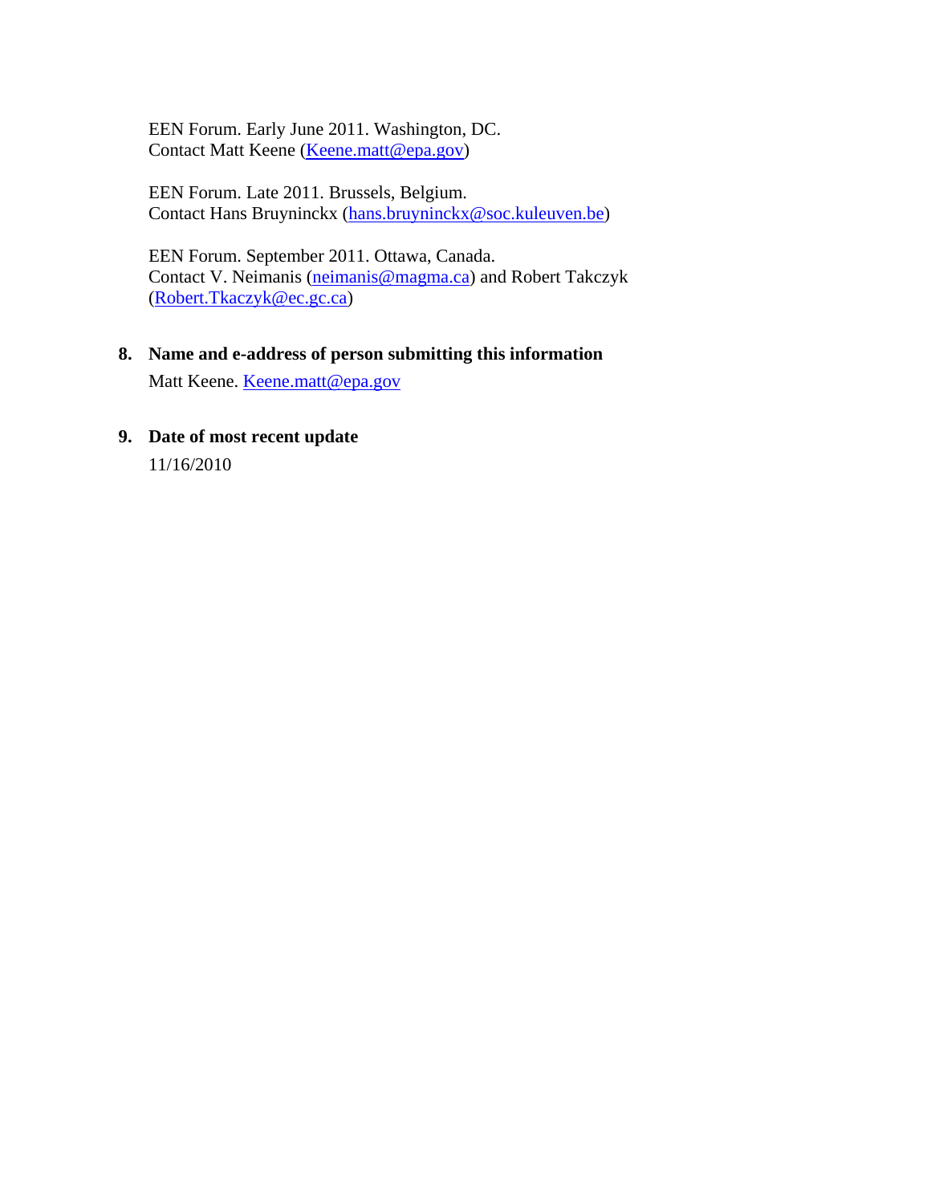EEN Forum. Early June 2011. Washington, DC.
Contact Matt Keene (Keene.matt@epa.gov)

EEN Forum. Late 2011. Brussels, Belgium.
Contact Hans Bruyninckx (hans.bruyninckx@soc.kuleuven.be)

EEN Forum. September 2011. Ottawa, Canada.
Contact V. Neimanis (neimanis@magma.ca) and Robert Takczyk (Robert.Tkaczyk@ec.gc.ca)

**8. Name and e-address of person submitting this information**

Matt Keene. Keene.matt@epa.gov

**9. Date of most recent update**

11/16/2010